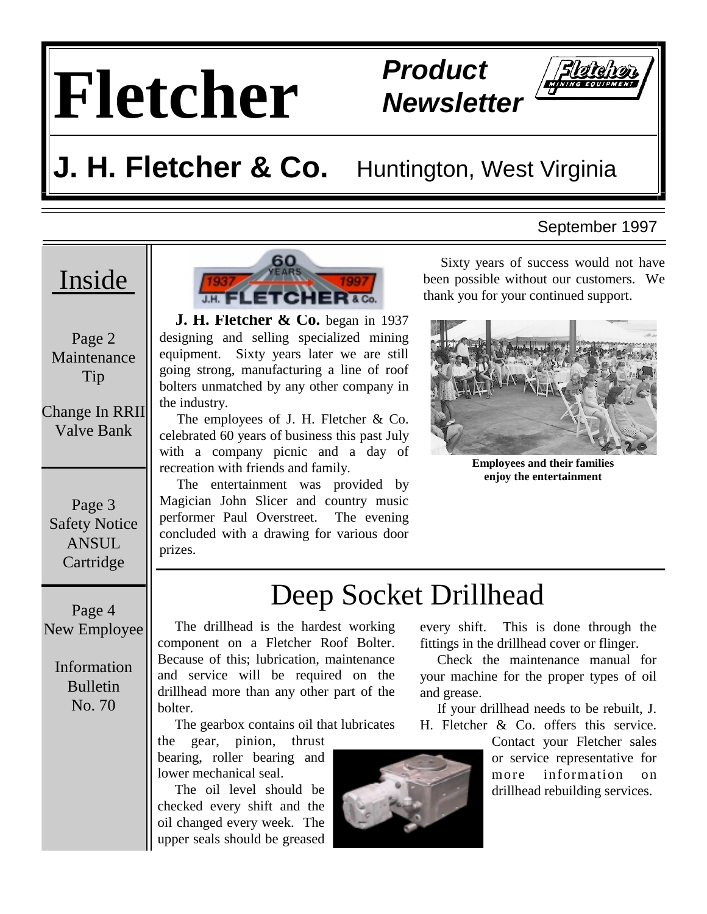# Fletcher

***Product Newsletter***

## J. H. Fletcher & Co. Huntington, West Virginia

September 1997

## Inside

Page 2
Maintenance Tip

Change In RRII Valve Bank

Page 3
Safety Notice ANSUL Cartridge

Page 4
New Employee

Information Bulletin No. 70

---

**J. H. Fletcher & Co.** began in 1937 designing and selling specialized mining equipment. Sixty years later we are still going strong, manufacturing a line of roof bolters unmatched by any other company in the industry.

The employees of J. H. Fletcher & Co. celebrated 60 years of business this past July with a company picnic and a day of recreation with friends and family.

The entertainment was provided by Magician John Slicer and country music performer Paul Overstreet. The evening concluded with a drawing for various door prizes.

Sixty years of success would not have been possible without our customers. We thank you for your continued support.

**Employees and their families enjoy the entertainment**

# Deep Socket Drillhead

The drillhead is the hardest working component on a Fletcher Roof Bolter. Because of this; lubrication, maintenance and service will be required on the drillhead more than any other part of the bolter.

The gearbox contains oil that lubricates the gear, pinion, thrust bearing, roller bearing and lower mechanical seal.

The oil level should be checked every shift and the oil changed every week. The upper seals should be greased every shift. This is done through the fittings in the drillhead cover or flinger.

Check the maintenance manual for your machine for the proper types of oil and grease.

If your drillhead needs to be rebuilt, J. H. Fletcher & Co. offers this service. Contact your Fletcher sales or service representative for more information on drillhead rebuilding services.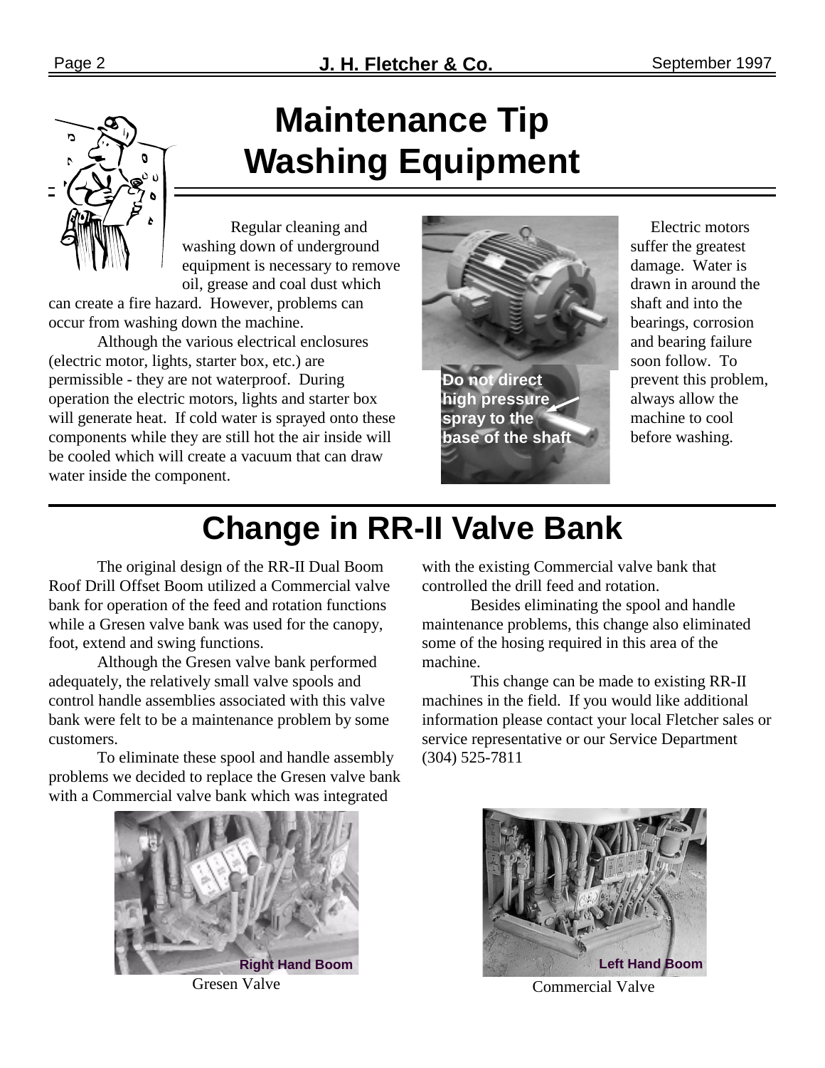# Maintenance Tip Washing Equipment

Regular cleaning and washing down of underground equipment is necessary to remove oil, grease and coal dust which can create a fire hazard. However, problems can occur from washing down the machine.

Although the various electrical enclosures (electric motor, lights, starter box, etc.) are permissible - they are not waterproof. During operation the electric motors, lights and starter box will generate heat. If cold water is sprayed onto these components while they are still hot the air inside will be cooled which will create a vacuum that can draw water inside the component.

**Do not direct high pressure spray to the base of the shaft**

Electric motors suffer the greatest damage. Water is drawn in around the shaft and into the bearings, corrosion and bearing failure soon follow. To prevent this problem, always allow the machine to cool before washing.

# Change in RR-II Valve Bank

The original design of the RR-II Dual Boom Roof Drill Offset Boom utilized a Commercial valve bank for operation of the feed and rotation functions while a Gresen valve bank was used for the canopy, foot, extend and swing functions.

Although the Gresen valve bank performed adequately, the relatively small valve spools and control handle assemblies associated with this valve bank were felt to be a maintenance problem by some customers.

To eliminate these spool and handle assembly problems we decided to replace the Gresen valve bank with a Commercial valve bank which was integrated with the existing Commercial valve bank that controlled the drill feed and rotation.

Besides eliminating the spool and handle maintenance problems, this change also eliminated some of the hosing required in this area of the machine.

This change can be made to existing RR-II machines in the field. If you would like additional information please contact your local Fletcher sales or service representative or our Service Department (304) 525-7811

**Right Hand Boom**

Gresen Valve

**Left Hand Boom**

Commercial Valve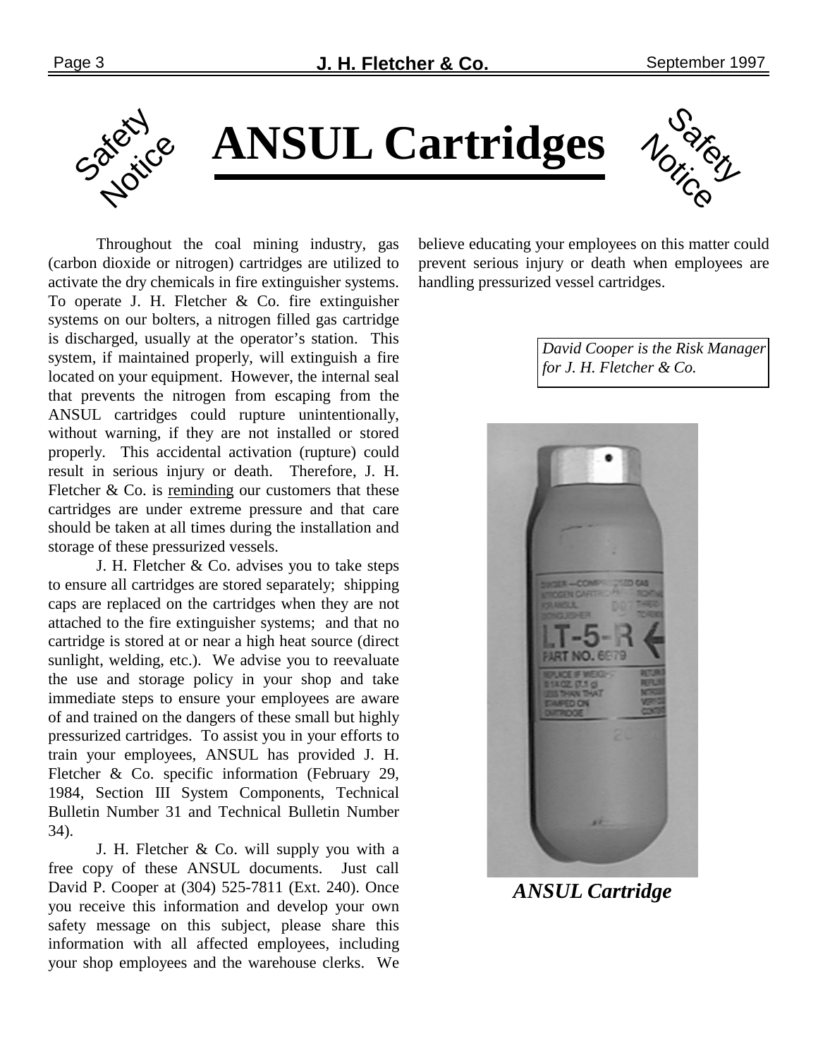# ANSUL Cartridges

Safety Notice

Throughout the coal mining industry, gas (carbon dioxide or nitrogen) cartridges are utilized to activate the dry chemicals in fire extinguisher systems. To operate J. H. Fletcher & Co. fire extinguisher systems on our bolters, a nitrogen filled gas cartridge is discharged, usually at the operator's station. This system, if maintained properly, will extinguish a fire located on your equipment. However, the internal seal that prevents the nitrogen from escaping from the ANSUL cartridges could rupture unintentionally, without warning, if they are not installed or stored properly. This accidental activation (rupture) could result in serious injury or death. Therefore, J. H. Fletcher & Co. is reminding our customers that these cartridges are under extreme pressure and that care should be taken at all times during the installation and storage of these pressurized vessels.

J. H. Fletcher & Co. advises you to take steps to ensure all cartridges are stored separately; shipping caps are replaced on the cartridges when they are not attached to the fire extinguisher systems; and that no cartridge is stored at or near a high heat source (direct sunlight, welding, etc.). We advise you to reevaluate the use and storage policy in your shop and take immediate steps to ensure your employees are aware of and trained on the dangers of these small but highly pressurized cartridges. To assist you in your efforts to train your employees, ANSUL has provided J. H. Fletcher & Co. specific information (February 29, 1984, Section III System Components, Technical Bulletin Number 31 and Technical Bulletin Number 34).

J. H. Fletcher & Co. will supply you with a free copy of these ANSUL documents. Just call David P. Cooper at (304) 525-7811 (Ext. 240). Once you receive this information and develop your own safety message on this subject, please share this information with all affected employees, including your shop employees and the warehouse clerks. We believe educating your employees on this matter could prevent serious injury or death when employees are handling pressurized vessel cartridges.

*David Cooper is the Risk Manager for J. H. Fletcher & Co.*

***ANSUL Cartridge***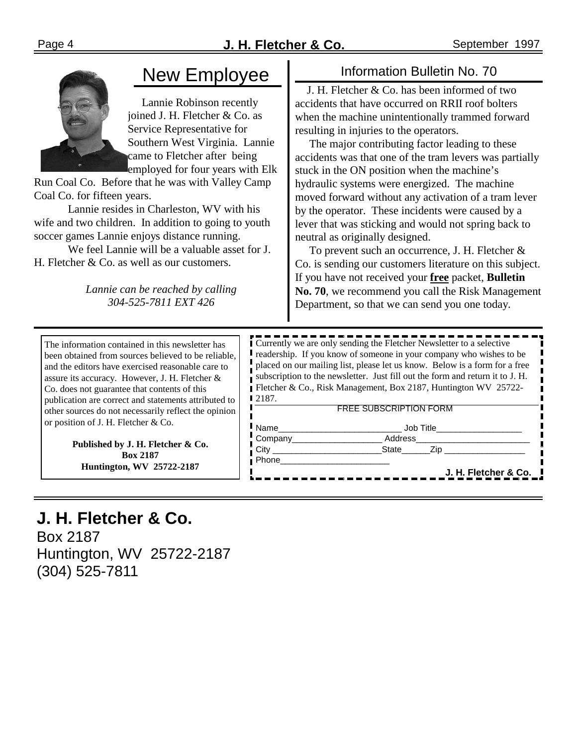## New Employee

Lannie Robinson recently joined J. H. Fletcher & Co. as Service Representative for Southern West Virginia. Lannie came to Fletcher after being employed for four years with Elk Run Coal Co. Before that he was with Valley Camp Coal Co. for fifteen years.

Lannie resides in Charleston, WV with his wife and two children. In addition to going to youth soccer games Lannie enjoys distance running.

We feel Lannie will be a valuable asset for J. H. Fletcher & Co. as well as our customers.

*Lannie can be reached by calling 304-525-7811 EXT 426*

## Information Bulletin No. 70

J. H. Fletcher & Co. has been informed of two accidents that have occurred on RRII roof bolters when the machine unintentionally trammed forward resulting in injuries to the operators.

The major contributing factor leading to these accidents was that one of the tram levers was partially stuck in the ON position when the machine's hydraulic systems were energized. The machine moved forward without any activation of a tram lever by the operator. These incidents were caused by a lever that was sticking and would not spring back to neutral as originally designed.

To prevent such an occurrence, J. H. Fletcher & Co. is sending our customers literature on this subject. If you have not received your **free** packet, **Bulletin No. 70**, we recommend you call the Risk Management Department, so that we can send you one today.

---

The information contained in this newsletter has been obtained from sources believed to be reliable, and the editors have exercised reasonable care to assure its accuracy. However, J. H. Fletcher & Co. does not guarantee that contents of this publication are correct and statements attributed to other sources do not necessarily reflect the opinion or position of J. H. Fletcher & Co.

**Published by J. H. Fletcher & Co.**
**Box 2187**
**Huntington, WV 25722-2187**

Currently we are only sending the Fletcher Newsletter to a selective readership. If you know of someone in your company who wishes to be placed on our mailing list, please let us know. Below is a form for a free subscription to the newsletter. Just fill out the form and return it to J. H. Fletcher & Co., Risk Management, Box 2187, Huntington WV 25722-2187.

FREE SUBSCRIPTION FORM

Name__________________________ Job Title__________________
Company___________________ Address________________________
City _______________________State______Zip _________________
Phone_______________________

**J. H. Fletcher & Co.**

---

**J. H. Fletcher & Co.**
Box 2187
Huntington, WV 25722-2187
(304) 525-7811